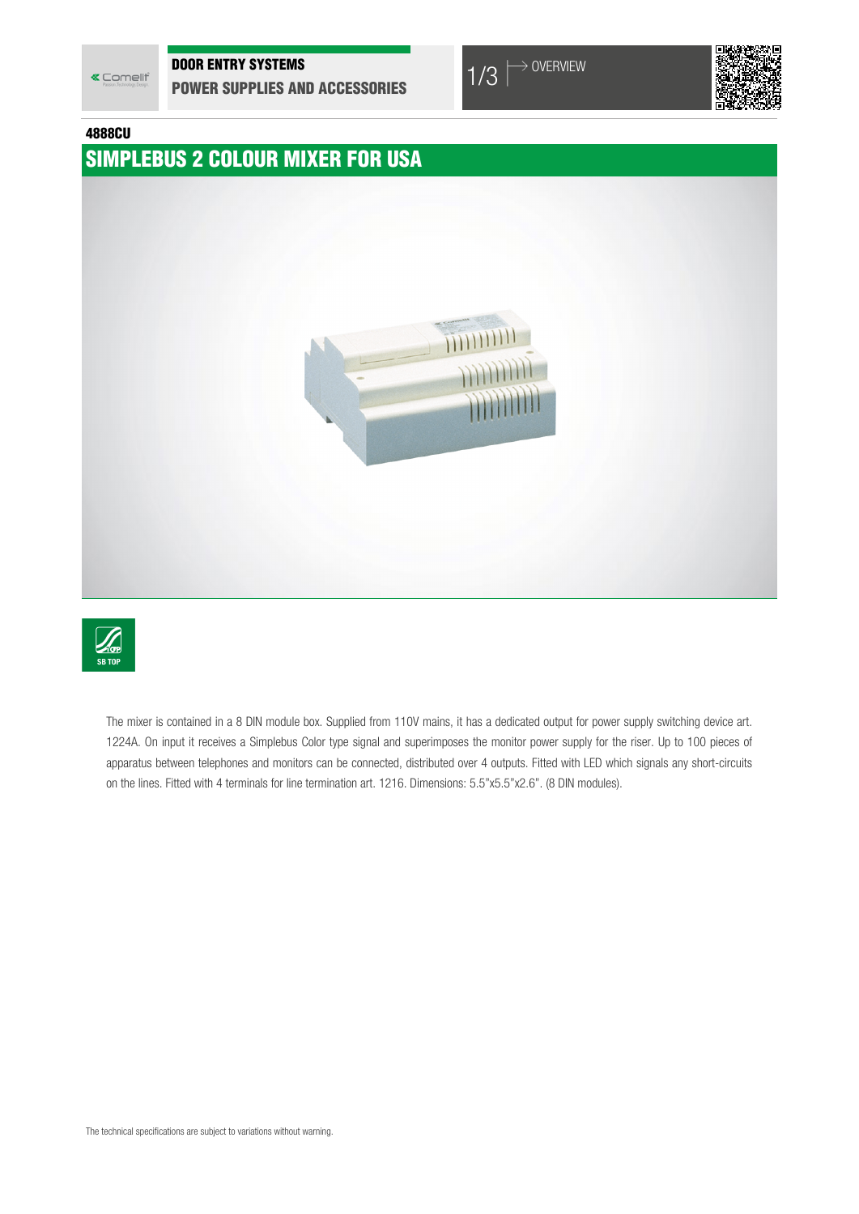**DOOR ENTRY SYSTEMS**

**POWER SUPPLIES AND ACCESSORIES**

→ OVERVIEW

**4888CU**

# SIMPLEBUS 2 COLOUR MIXER FOR USA

SB TOP

The mixer is contained in a 8 DIN module box. Supplied from 110V mains, it has a dedicated output for power supply switching device art. 1224A. On input it receives a Simplebus Color type signal and superimposes the monitor power supply for the riser. Up to 100 pieces of apparatus between telephones and monitors can be connected, distributed over 4 outputs. Fitted with LED which signals any short-circuits on the lines. Fitted with 4 terminals for line termination art. 1216. Dimensions: 5.5"x5.5"x2.6". (8 DIN modules).

The technical specifications are subject to variations without warning.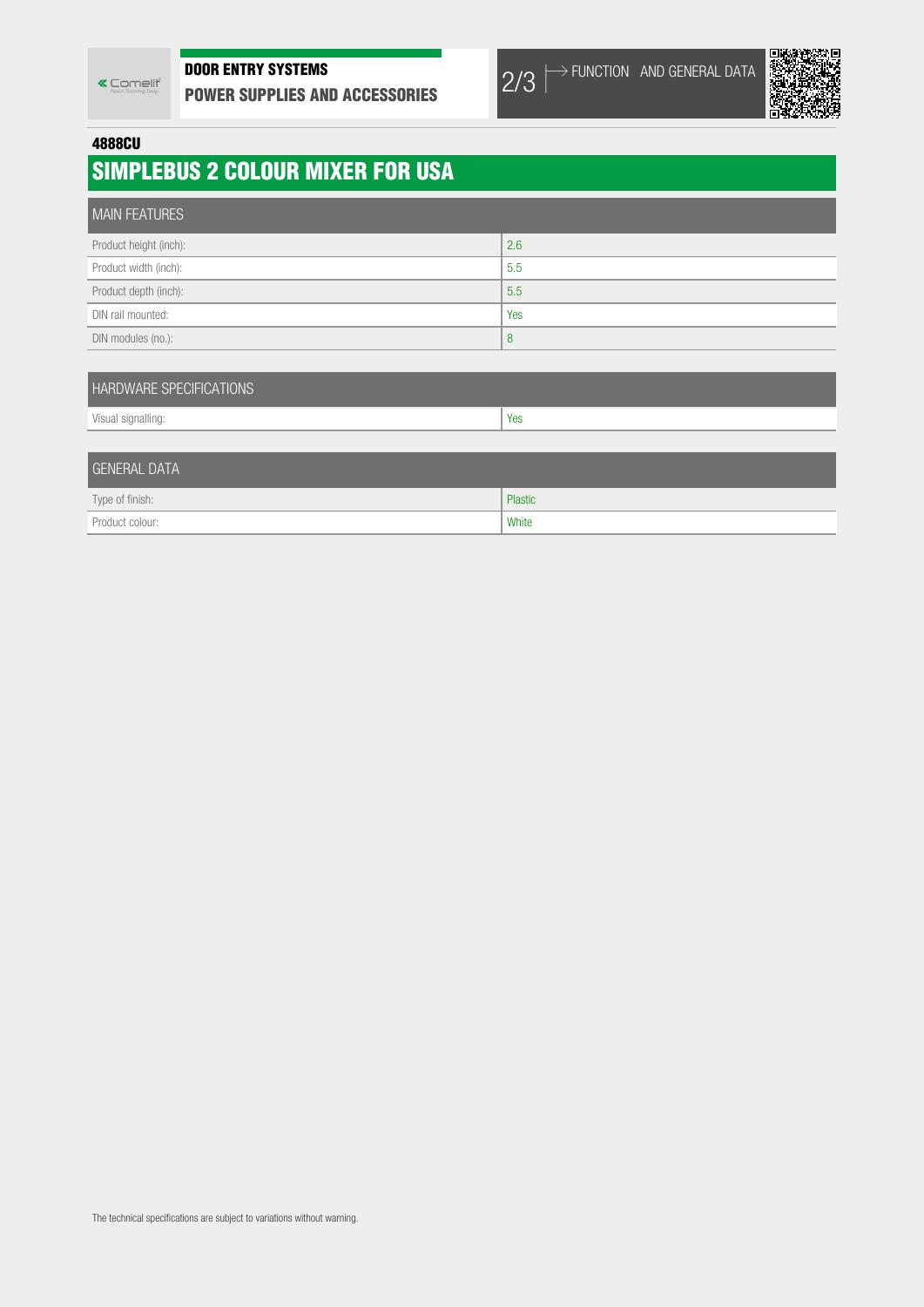**4888CU**

# SIMPLEBUS 2 COLOUR MIXER FOR USA

| MAIN FEATURES | |
|---|---|
| Product height (inch): | 2.6 |
| Product width (inch): | 5.5 |
| Product depth (inch): | 5.5 |
| DIN rail mounted: | Yes |
| DIN modules (no.): | 8 |

| HARDWARE SPECIFICATIONS | |
|---|---|
| Visual signalling: | Yes |

| GENERAL DATA | |
|---|---|
| Type of finish: | Plastic |
| Product colour: | White |

The technical specifications are subject to variations without warning.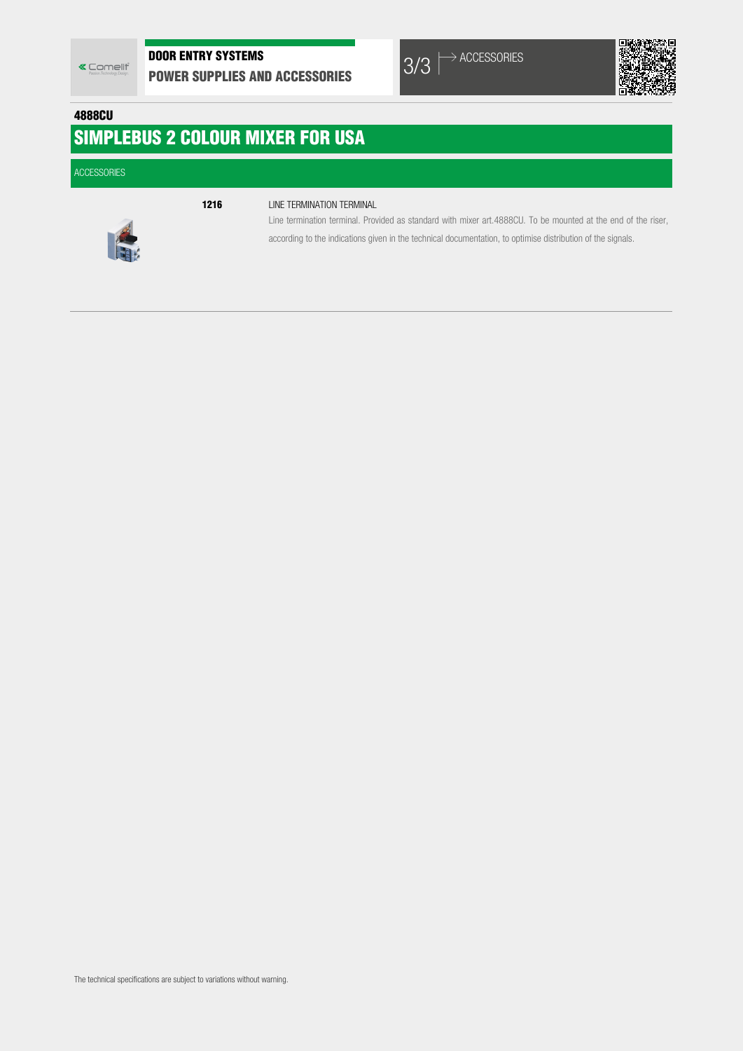# 4888CU

## SIMPLEBUS 2 COLOUR MIXER FOR USA

### ACCESSORIES

**1216** LINE TERMINATION TERMINAL

Line termination terminal. Provided as standard with mixer art.4888CU. To be mounted at the end of the riser, according to the indications given in the technical documentation, to optimise distribution of the signals.

The technical specifications are subject to variations without warning.